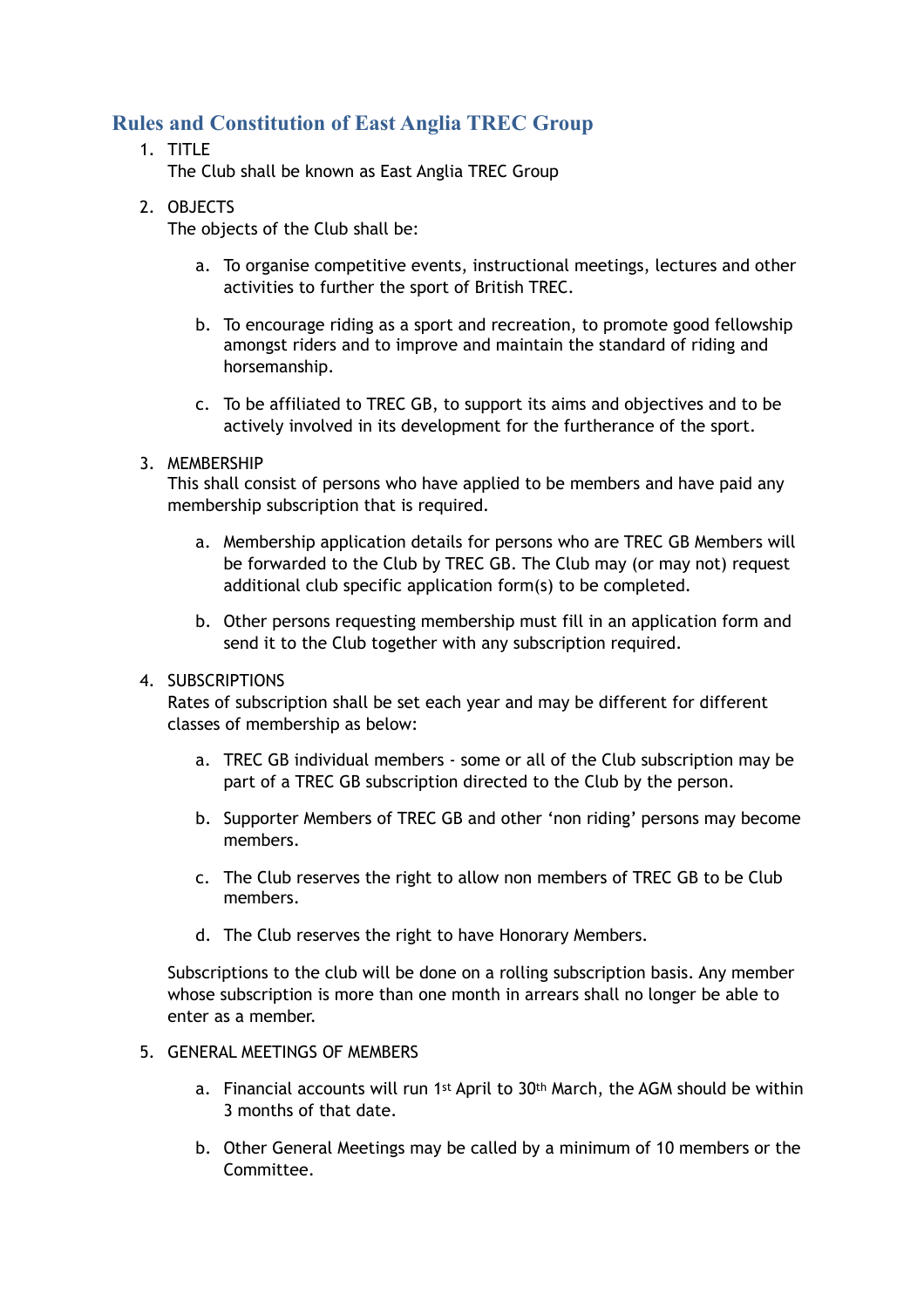# Rules and Constitution of East Anglia TREC Group

1. TITLE
   The Club shall be known as East Anglia TREC Group

2. OBJECTS
   The objects of the Club shall be:

   a. To organise competitive events, instructional meetings, lectures and other activities to further the sport of British TREC.

   b. To encourage riding as a sport and recreation, to promote good fellowship amongst riders and to improve and maintain the standard of riding and horsemanship.

   c. To be affiliated to TREC GB, to support its aims and objectives and to be actively involved in its development for the furtherance of the sport.

3. MEMBERSHIP
   This shall consist of persons who have applied to be members and have paid any membership subscription that is required.

   a. Membership application details for persons who are TREC GB Members will be forwarded to the Club by TREC GB. The Club may (or may not) request additional club specific application form(s) to be completed.

   b. Other persons requesting membership must fill in an application form and send it to the Club together with any subscription required.

4. SUBSCRIPTIONS
   Rates of subscription shall be set each year and may be different for different classes of membership as below:

   a. TREC GB individual members - some or all of the Club subscription may be part of a TREC GB subscription directed to the Club by the person.

   b. Supporter Members of TREC GB and other 'non riding' persons may become members.

   c. The Club reserves the right to allow non members of TREC GB to be Club members.

   d. The Club reserves the right to have Honorary Members.

   Subscriptions to the club will be done on a rolling subscription basis. Any member whose subscription is more than one month in arrears shall no longer be able to enter as a member.

5. GENERAL MEETINGS OF MEMBERS

   a. Financial accounts will run 1st April to 30th March, the AGM should be within 3 months of that date.

   b. Other General Meetings may be called by a minimum of 10 members or the Committee.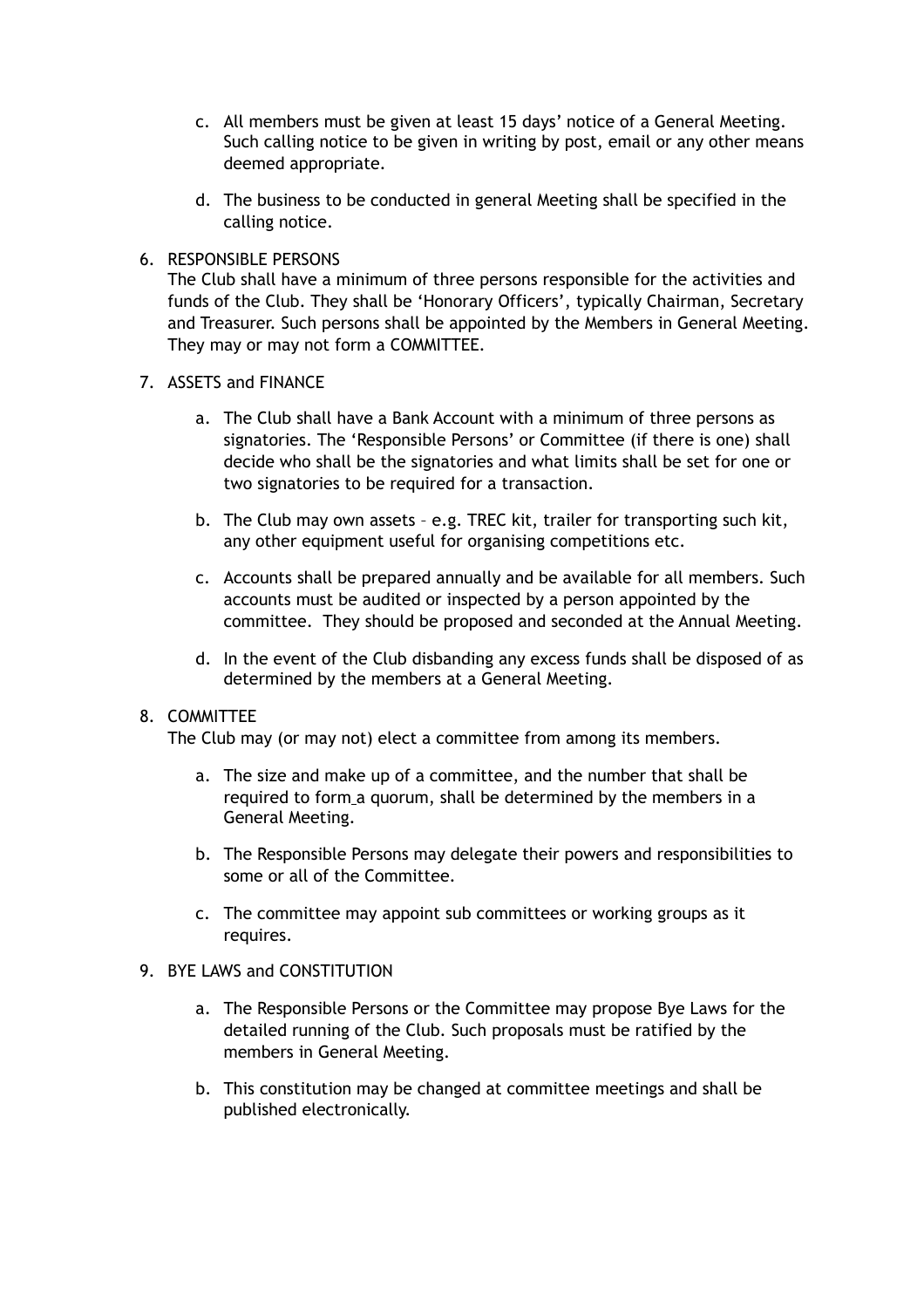c. All members must be given at least 15 days' notice of a General Meeting. Such calling notice to be given in writing by post, email or any other means deemed appropriate.

d. The business to be conducted in general Meeting shall be specified in the calling notice.

6. RESPONSIBLE PERSONS

   The Club shall have a minimum of three persons responsible for the activities and funds of the Club. They shall be 'Honorary Officers', typically Chairman, Secretary and Treasurer. Such persons shall be appointed by the Members in General Meeting. They may or may not form a COMMITTEE.

7. ASSETS and FINANCE

   a. The Club shall have a Bank Account with a minimum of three persons as signatories. The 'Responsible Persons' or Committee (if there is one) shall decide who shall be the signatories and what limits shall be set for one or two signatories to be required for a transaction.

   b. The Club may own assets – e.g. TREC kit, trailer for transporting such kit, any other equipment useful for organising competitions etc.

   c. Accounts shall be prepared annually and be available for all members. Such accounts must be audited or inspected by a person appointed by the committee. They should be proposed and seconded at the Annual Meeting.

   d. In the event of the Club disbanding any excess funds shall be disposed of as determined by the members at a General Meeting.

8. COMMITTEE

   The Club may (or may not) elect a committee from among its members.

   a. The size and make up of a committee, and the number that shall be required to form a quorum, shall be determined by the members in a General Meeting.

   b. The Responsible Persons may delegate their powers and responsibilities to some or all of the Committee.

   c. The committee may appoint sub committees or working groups as it requires.

9. BYE LAWS and CONSTITUTION

   a. The Responsible Persons or the Committee may propose Bye Laws for the detailed running of the Club. Such proposals must be ratified by the members in General Meeting.

   b. This constitution may be changed at committee meetings and shall be published electronically.